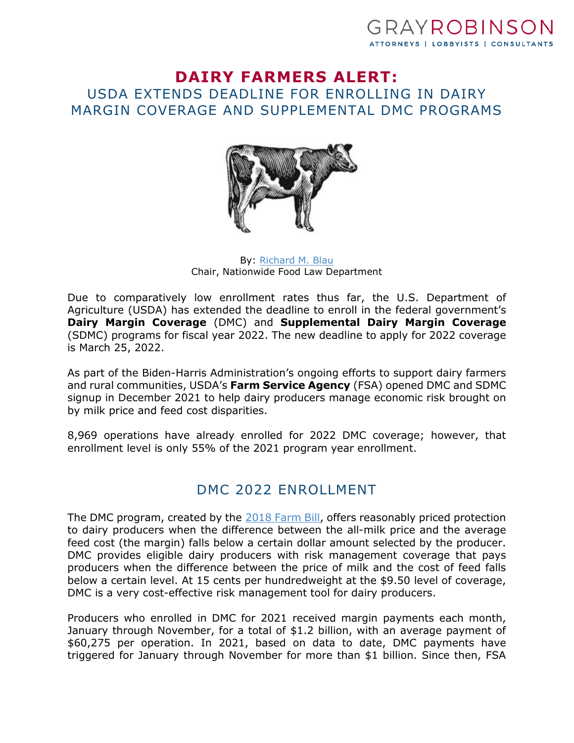# DAIRY FARMERS ALERT:

## USDA EXTENDS DEADLINE FOR ENROLLING IN DAIRY MARGIN COVERAGE AND SUPPLEMENTAL DMC PROGRAMS

By: Richard M. Blau
Chair, Nationwide Food Law Department

Due to comparatively low enrollment rates thus far, the U.S. Department of Agriculture (USDA) has extended the deadline to enroll in the federal government's **Dairy Margin Coverage** (DMC) and **Supplemental Dairy Margin Coverage** (SDMC) programs for fiscal year 2022. The new deadline to apply for 2022 coverage is March 25, 2022.

As part of the Biden-Harris Administration's ongoing efforts to support dairy farmers and rural communities, USDA's **Farm Service Agency** (FSA) opened DMC and SDMC signup in December 2021 to help dairy producers manage economic risk brought on by milk price and feed cost disparities.

8,969 operations have already enrolled for 2022 DMC coverage; however, that enrollment level is only 55% of the 2021 program year enrollment.

## DMC 2022 ENROLLMENT

The DMC program, created by the 2018 Farm Bill, offers reasonably priced protection to dairy producers when the difference between the all-milk price and the average feed cost (the margin) falls below a certain dollar amount selected by the producer. DMC provides eligible dairy producers with risk management coverage that pays producers when the difference between the price of milk and the cost of feed falls below a certain level. At 15 cents per hundredweight at the $9.50 level of coverage, DMC is a very cost-effective risk management tool for dairy producers.

Producers who enrolled in DMC for 2021 received margin payments each month, January through November, for a total of $1.2 billion, with an average payment of $60,275 per operation. In 2021, based on data to date, DMC payments have triggered for January through November for more than $1 billion. Since then, FSA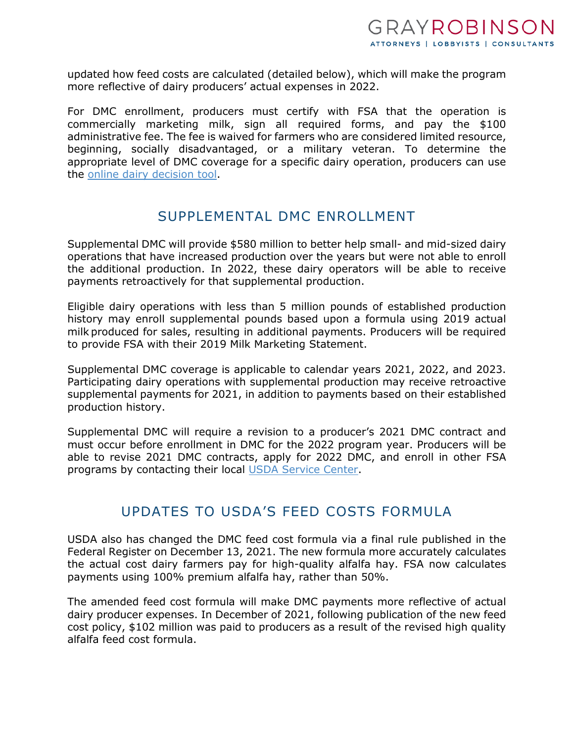updated how feed costs are calculated (detailed below), which will make the program more reflective of dairy producers' actual expenses in 2022.

For DMC enrollment, producers must certify with FSA that the operation is commercially marketing milk, sign all required forms, and pay the $100 administrative fee. The fee is waived for farmers who are considered limited resource, beginning, socially disadvantaged, or a military veteran. To determine the appropriate level of DMC coverage for a specific dairy operation, producers can use the [online dairy decision tool](#).

## SUPPLEMENTAL DMC ENROLLMENT

Supplemental DMC will provide $580 million to better help small- and mid-sized dairy operations that have increased production over the years but were not able to enroll the additional production. In 2022, these dairy operators will be able to receive payments retroactively for that supplemental production.

Eligible dairy operations with less than 5 million pounds of established production history may enroll supplemental pounds based upon a formula using 2019 actual milk produced for sales, resulting in additional payments. Producers will be required to provide FSA with their 2019 Milk Marketing Statement.

Supplemental DMC coverage is applicable to calendar years 2021, 2022, and 2023. Participating dairy operations with supplemental production may receive retroactive supplemental payments for 2021, in addition to payments based on their established production history.

Supplemental DMC will require a revision to a producer's 2021 DMC contract and must occur before enrollment in DMC for the 2022 program year. Producers will be able to revise 2021 DMC contracts, apply for 2022 DMC, and enroll in other FSA programs by contacting their local [USDA Service Center](#).

## UPDATES TO USDA'S FEED COSTS FORMULA

USDA also has changed the DMC feed cost formula via a final rule published in the Federal Register on December 13, 2021. The new formula more accurately calculates the actual cost dairy farmers pay for high-quality alfalfa hay. FSA now calculates payments using 100% premium alfalfa hay, rather than 50%.

The amended feed cost formula will make DMC payments more reflective of actual dairy producer expenses. In December of 2021, following publication of the new feed cost policy, $102 million was paid to producers as a result of the revised high quality alfalfa feed cost formula.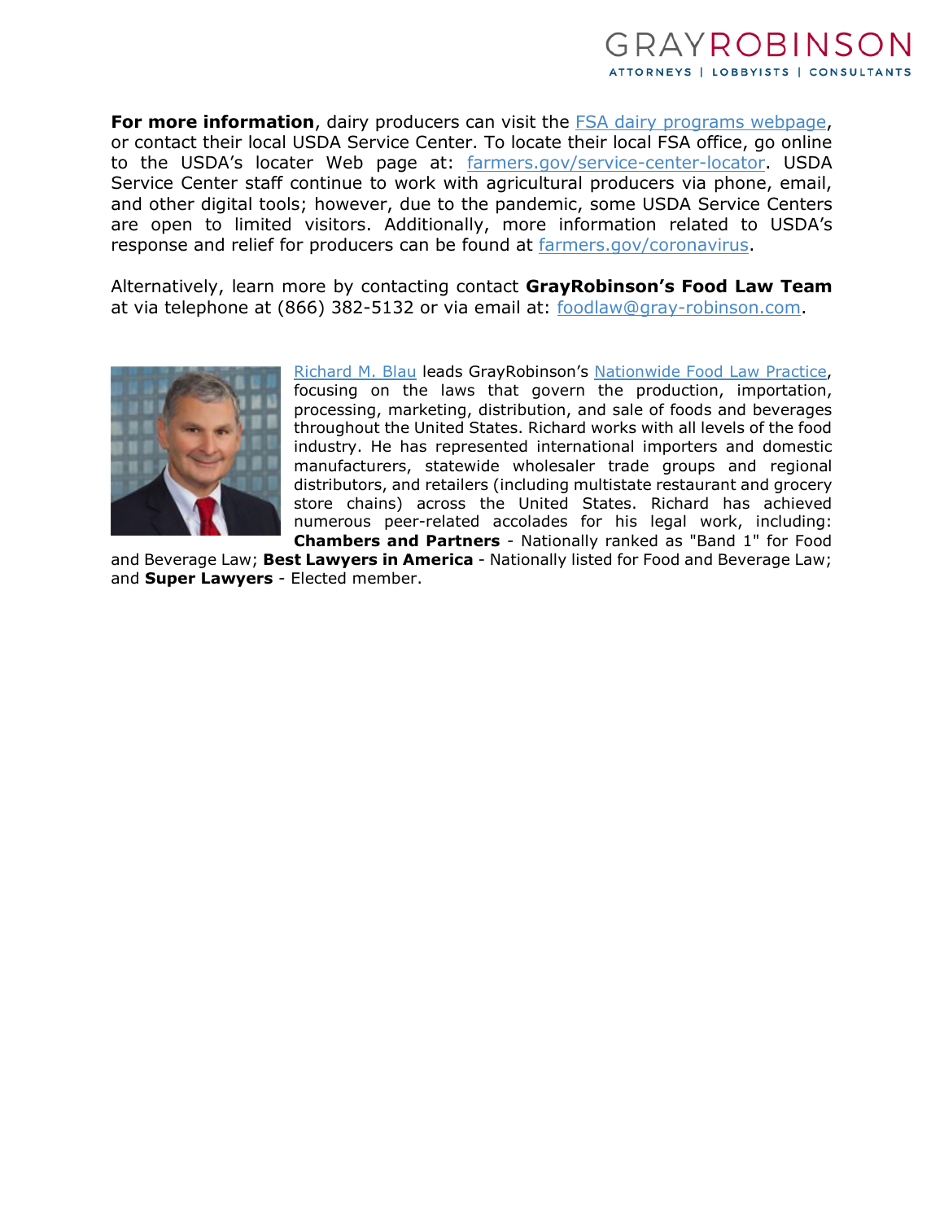**For more information**, dairy producers can visit the FSA dairy programs webpage, or contact their local USDA Service Center. To locate their local FSA office, go online to the USDA's locater Web page at: farmers.gov/service-center-locator. USDA Service Center staff continue to work with agricultural producers via phone, email, and other digital tools; however, due to the pandemic, some USDA Service Centers are open to limited visitors. Additionally, more information related to USDA's response and relief for producers can be found at farmers.gov/coronavirus.

Alternatively, learn more by contacting contact **GrayRobinson's Food Law Team** at via telephone at (866) 382-5132 or via email at: foodlaw@gray-robinson.com.

Richard M. Blau leads GrayRobinson's Nationwide Food Law Practice, focusing on the laws that govern the production, importation, processing, marketing, distribution, and sale of foods and beverages throughout the United States. Richard works with all levels of the food industry. He has represented international importers and domestic manufacturers, statewide wholesaler trade groups and regional distributors, and retailers (including multistate restaurant and grocery store chains) across the United States. Richard has achieved numerous peer-related accolades for his legal work, including: **Chambers and Partners** - Nationally ranked as "Band 1" for Food and Beverage Law; **Best Lawyers in America** - Nationally listed for Food and Beverage Law; and **Super Lawyers** - Elected member.